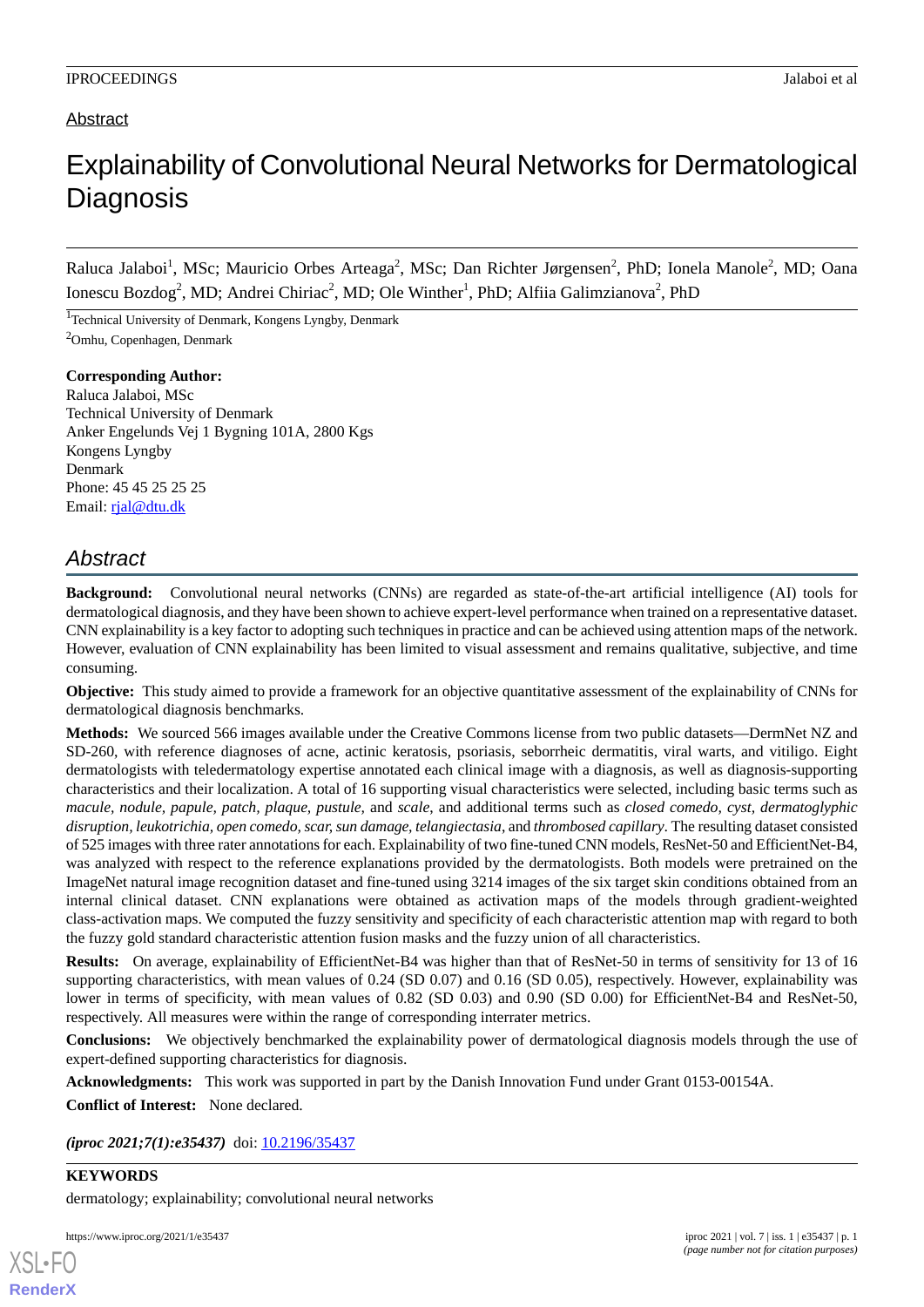Abstract

# Explainability of Convolutional Neural Networks for Dermatological Diagnosis

Raluca Jalaboi[1], MSc; Mauricio Orbes Arteaga[2], MSc; Dan Richter Jørgensen[2], PhD; Ionela Manole[2], MD; Oana Ionescu Bozdog[2], MD; Andrei Chiriac[2], MD; Ole Winther[1], PhD; Alfiia Galimzianova[2], PhD

[1]Technical University of Denmark, Kongens Lyngby, Denmark

[2]Omhu, Copenhagen, Denmark

**Corresponding Author:**
Raluca Jalaboi, MSc
Technical University of Denmark
Anker Engelunds Vej 1 Bygning 101A, 2800 Kgs
Kongens Lyngby
Denmark
Phone: 45 45 25 25 25
Email: rjal@dtu.dk

## *Abstract*

**Background:** Convolutional neural networks (CNNs) are regarded as state-of-the-art artificial intelligence (AI) tools for dermatological diagnosis, and they have been shown to achieve expert-level performance when trained on a representative dataset. CNN explainability is a key factor to adopting such techniques in practice and can be achieved using attention maps of the network. However, evaluation of CNN explainability has been limited to visual assessment and remains qualitative, subjective, and time consuming.

**Objective:** This study aimed to provide a framework for an objective quantitative assessment of the explainability of CNNs for dermatological diagnosis benchmarks.

**Methods:** We sourced 566 images available under the Creative Commons license from two public datasets—DermNet NZ and SD-260, with reference diagnoses of acne, actinic keratosis, psoriasis, seborrheic dermatitis, viral warts, and vitiligo. Eight dermatologists with teledermatology expertise annotated each clinical image with a diagnosis, as well as diagnosis-supporting characteristics and their localization. A total of 16 supporting visual characteristics were selected, including basic terms such as *macule, nodule, papule, patch, plaque, pustule,* and *scale*, and additional terms such as *closed comedo, cyst, dermatoglyphic disruption, leukotrichia, open comedo, scar, sun damage, telangiectasia*, and *thrombosed capillary*. The resulting dataset consisted of 525 images with three rater annotations for each. Explainability of two fine-tuned CNN models, ResNet-50 and EfficientNet-B4, was analyzed with respect to the reference explanations provided by the dermatologists. Both models were pretrained on the ImageNet natural image recognition dataset and fine-tuned using 3214 images of the six target skin conditions obtained from an internal clinical dataset. CNN explanations were obtained as activation maps of the models through gradient-weighted class-activation maps. We computed the fuzzy sensitivity and specificity of each characteristic attention map with regard to both the fuzzy gold standard characteristic attention fusion masks and the fuzzy union of all characteristics.

**Results:** On average, explainability of EfficientNet-B4 was higher than that of ResNet-50 in terms of sensitivity for 13 of 16 supporting characteristics, with mean values of 0.24 (SD 0.07) and 0.16 (SD 0.05), respectively. However, explainability was lower in terms of specificity, with mean values of 0.82 (SD 0.03) and 0.90 (SD 0.00) for EfficientNet-B4 and ResNet-50, respectively. All measures were within the range of corresponding interrater metrics.

**Conclusions:** We objectively benchmarked the explainability power of dermatological diagnosis models through the use of expert-defined supporting characteristics for diagnosis.

**Acknowledgments:** This work was supported in part by the Danish Innovation Fund under Grant 0153-00154A.

**Conflict of Interest:** None declared.

***(iproc 2021;7(1):e35437)*** doi: 10.2196/35437

**KEYWORDS**

dermatology; explainability; convolutional neural networks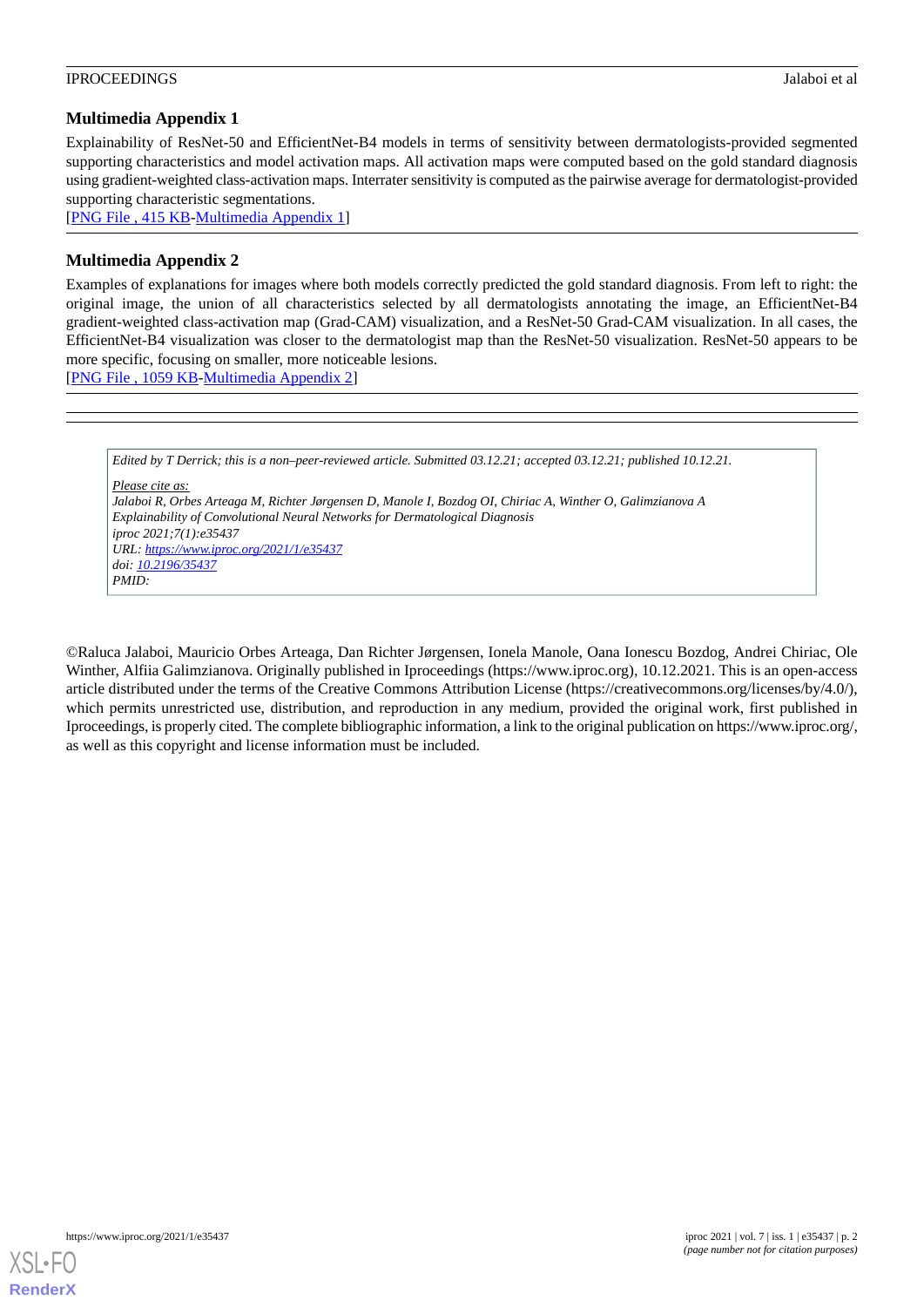## Multimedia Appendix 1

Explainability of ResNet-50 and EfficientNet-B4 models in terms of sensitivity between dermatologists-provided segmented supporting characteristics and model activation maps. All activation maps were computed based on the gold standard diagnosis using gradient-weighted class-activation maps. Interrater sensitivity is computed as the pairwise average for dermatologist-provided supporting characteristic segmentations.

[PNG File , 415 KB-Multimedia Appendix 1]

## Multimedia Appendix 2

Examples of explanations for images where both models correctly predicted the gold standard diagnosis. From left to right: the original image, the union of all characteristics selected by all dermatologists annotating the image, an EfficientNet-B4 gradient-weighted class-activation map (Grad-CAM) visualization, and a ResNet-50 Grad-CAM visualization. In all cases, the EfficientNet-B4 visualization was closer to the dermatologist map than the ResNet-50 visualization. ResNet-50 appears to be more specific, focusing on smaller, more noticeable lesions.

[PNG File , 1059 KB-Multimedia Appendix 2]

---

*Edited by T Derrick; this is a non–peer-reviewed article. Submitted 03.12.21; accepted 03.12.21; published 10.12.21.*

*Please cite as:*
*Jalaboi R, Orbes Arteaga M, Richter Jørgensen D, Manole I, Bozdog OI, Chiriac A, Winther O, Galimzianova A*
*Explainability of Convolutional Neural Networks for Dermatological Diagnosis*
*iproc 2021;7(1):e35437*
*URL: https://www.iproc.org/2021/1/e35437*
*doi: 10.2196/35437*
*PMID:*

©Raluca Jalaboi, Mauricio Orbes Arteaga, Dan Richter Jørgensen, Ionela Manole, Oana Ionescu Bozdog, Andrei Chiriac, Ole Winther, Alfiia Galimzianova. Originally published in Iproceedings (https://www.iproc.org), 10.12.2021. This is an open-access article distributed under the terms of the Creative Commons Attribution License (https://creativecommons.org/licenses/by/4.0/), which permits unrestricted use, distribution, and reproduction in any medium, provided the original work, first published in Iproceedings, is properly cited. The complete bibliographic information, a link to the original publication on https://www.iproc.org/, as well as this copyright and license information must be included.